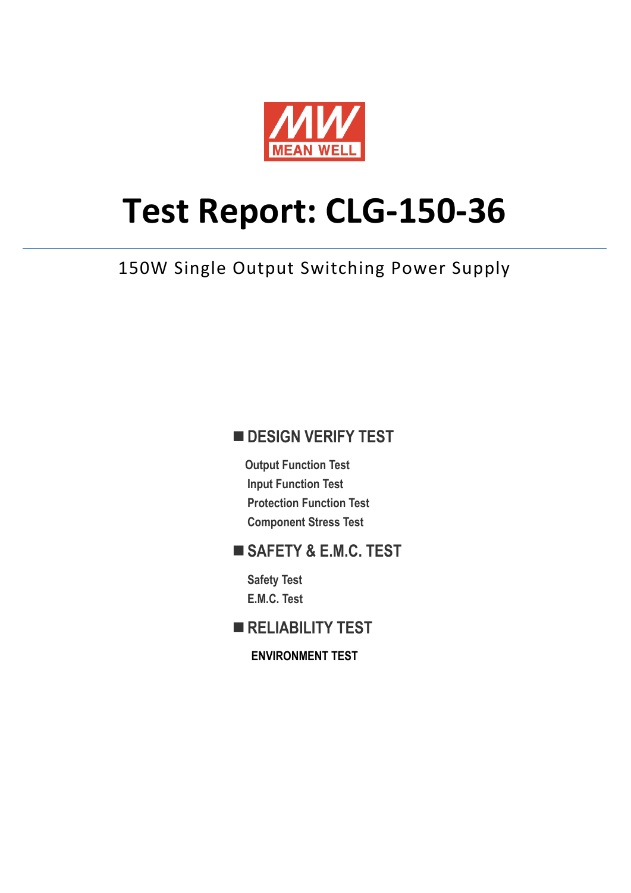MEAN WELL

# Test Report: CLG-150-36

150W Single Output Switching Power Supply

## ■ DESIGN VERIFY TEST

- Output Function Test
- Input Function Test
- Protection Function Test
- Component Stress Test

## ■ SAFETY & E.M.C. TEST

- Safety Test
- E.M.C. Test

## ■ RELIABILITY TEST

- ENVIRONMENT TEST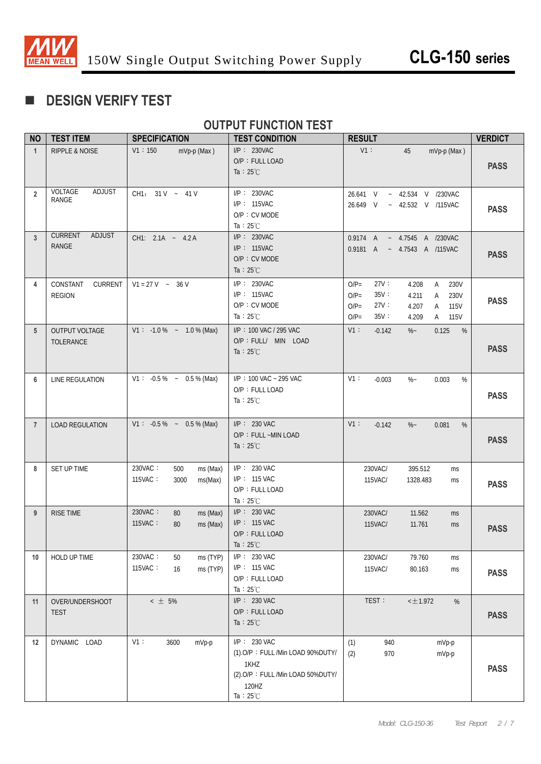## DESIGN VERIFY TEST

### OUTPUT FUNCTION TEST

| NO | TEST ITEM | SPECIFICATION | TEST CONDITION | RESULT | VERDICT |
|---|---|---|---|---|---|
| 1 | RIPPLE & NOISE | V1：150 mVp-p (Max) | I/P：230VAC<br>O/P：FULL LOAD<br>Ta：25℃ | V1：45 mVp-p (Max) | PASS |
| 2 | VOLTAGE ADJUST RANGE | CH1：31 V ~ 41 V | I/P：230VAC<br>I/P：115VAC<br>O/P：CV MODE<br>Ta：25℃ | 26.641 V ~ 42.534 V /230VAC<br>26.649 V ~ 42.532 V /115VAC | PASS |
| 3 | CURRENT ADJUST RANGE | CH1: 2.1A ~ 4.2 A | I/P：230VAC<br>I/P：115VAC<br>O/P：CV MODE<br>Ta：25℃ | 0.9174 A ~ 4.7545 A /230VAC<br>0.9181 A ~ 4.7543 A /115VAC | PASS |
| 4 | CONSTANT CURRENT REGION | V1 = 27 V ~ 36 V | I/P：230VAC<br>I/P：115VAC<br>O/P：CV MODE<br>Ta：25℃ | O/P= 27V：4.208 A 230V<br>O/P= 35V：4.211 A 230V<br>O/P= 27V：4.207 A 115V<br>O/P= 35V：4.209 A 115V | PASS |
| 5 | OUTPUT VOLTAGE TOLERANCE | V1：-1.0 % ~ 1.0 % (Max) | I/P：100 VAC / 295 VAC<br>O/P：FULL/ MIN LOAD<br>Ta：25℃ | V1：-0.142 %~ 0.125 % | PASS |
| 6 | LINE REGULATION | V1：-0.5 % ~ 0.5 % (Max) | I/P：100 VAC ~ 295 VAC<br>O/P：FULL LOAD<br>Ta：25℃ | V1：-0.003 %~ 0.003 % | PASS |
| 7 | LOAD REGULATION | V1：-0.5 % ~ 0.5 % (Max) | I/P：230 VAC<br>O/P：FULL ~MIN LOAD<br>Ta：25℃ | V1：-0.142 %~ 0.081 % | PASS |
| 8 | SET UP TIME | 230VAC：500 ms (Max)<br>115VAC：3000 ms(Max) | I/P：230 VAC<br>I/P：115 VAC<br>O/P：FULL LOAD<br>Ta：25℃ | 230VAC/ 395.512 ms<br>115VAC/ 1328.483 ms | PASS |
| 9 | RISE TIME | 230VAC：80 ms (Max)<br>115VAC：80 ms (Max) | I/P：230 VAC<br>I/P：115 VAC<br>O/P：FULL LOAD<br>Ta：25℃ | 230VAC/ 11.562 ms<br>115VAC/ 11.761 ms | PASS |
| 10 | HOLD UP TIME | 230VAC：50 ms (TYP)<br>115VAC：16 ms (TYP) | I/P：230 VAC<br>I/P：115 VAC<br>O/P：FULL LOAD<br>Ta：25℃ | 230VAC/ 79.760 ms<br>115VAC/ 80.163 ms | PASS |
| 11 | OVER/UNDERSHOOT TEST | < ± 5% | I/P：230 VAC<br>O/P：FULL LOAD<br>Ta：25℃ | TEST：<±1.972 % | PASS |
| 12 | DYNAMIC LOAD | V1：3600 mVp-p | I/P：230 VAC<br>(1).O/P：FULL /Min LOAD 90%DUTY/ 1KHZ<br>(2).O/P：FULL /Min LOAD 50%DUTY/ 120HZ<br>Ta：25℃ | (1) 940 mVp-p<br>(2) 970 mVp-p | PASS |

Model: CLG-150-36 Test Report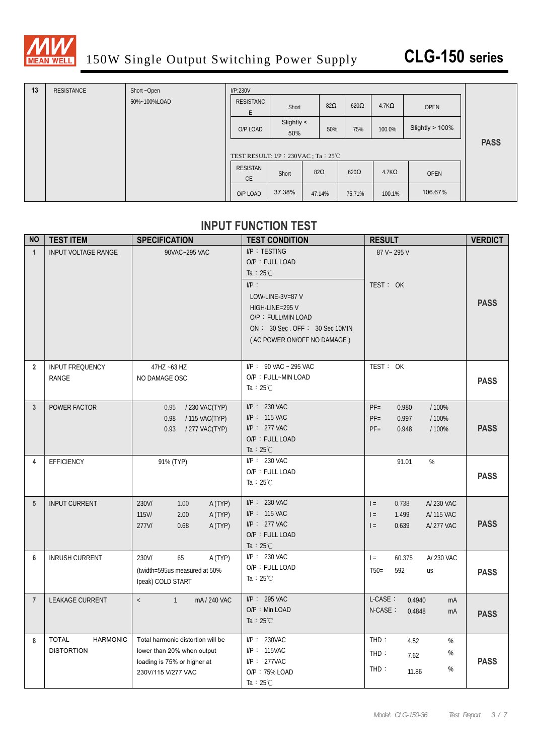# 150W Single Output Switching Power Supply

**CLG-150 series**

| 13 | RESISTANCE | Short ~Open<br>50%~100%LOAD | I/P:230V<br><br>RESISTANCE: Short / 82Ω / 620Ω / 4.7KΩ / OPEN<br>O/P LOAD: Slightly < 50% / 50% / 75% / 100.0% / Slightly > 100%<br><br>TEST RESULT: I/P：230VAC ; Ta：25℃<br><br>RESISTANCE: Short / 82Ω / 620Ω / 4.7KΩ / OPEN<br>O/P LOAD: 37.38% / 47.14% / 75.71% / 100.1% / 106.67% | PASS |
|---|---|---|---|---|

## INPUT FUNCTION TEST

| NO | TEST ITEM | SPECIFICATION | TEST CONDITION | RESULT | VERDICT |
|---|---|---|---|---|---|
| 1 | INPUT VOLTAGE RANGE | 90VAC~295 VAC | I/P：TESTING<br>O/P：FULL LOAD<br>Ta：25℃<br>I/P：<br>LOW-LINE-3V=87 V<br>HIGH-LINE=295 V<br>O/P：FULL/MIN LOAD<br>ON： 30 Sec . OFF： 30 Sec 10MIN<br>( AC POWER ON/OFF NO DAMAGE ) | 87 V~ 295 V<br><br>TEST： OK | PASS |
| 2 | INPUT FREQUENCY RANGE | 47HZ ~63 HZ<br>NO DAMAGE OSC | I/P： 90 VAC ~ 295 VAC<br>O/P：FULL~MIN LOAD<br>Ta：25℃ | TEST： OK | PASS |
| 3 | POWER FACTOR | 0.95 / 230 VAC(TYP)<br>0.98 / 115 VAC(TYP)<br>0.93 / 277 VAC(TYP) | I/P： 230 VAC<br>I/P： 115 VAC<br>I/P： 277 VAC<br>O/P：FULL LOAD<br>Ta：25℃ | PF= 0.980 / 100%<br>PF= 0.997 / 100%<br>PF= 0.948 / 100% | PASS |
| 4 | EFFICIENCY | 91% (TYP) | I/P： 230 VAC<br>O/P：FULL LOAD<br>Ta：25℃ | 91.01 % | PASS |
| 5 | INPUT CURRENT | 230V/ 1.00 A (TYP)<br>115V/ 2.00 A (TYP)<br>277V/ 0.68 A (TYP) | I/P： 230 VAC<br>I/P： 115 VAC<br>I/P： 277 VAC<br>O/P：FULL LOAD<br>Ta：25℃ | I = 0.738 A/ 230 VAC<br>I = 1.499 A/ 115 VAC<br>I = 0.639 A/ 277 VAC | PASS |
| 6 | INRUSH CURRENT | 230V/ 65 A (TYP)<br>(twidth=595us measured at 50% Ipeak) COLD START | I/P： 230 VAC<br>O/P：FULL LOAD<br>Ta：25℃ | I = 60.375 A/ 230 VAC<br>T50= 592 us | PASS |
| 7 | LEAKAGE CURRENT | < 1 mA / 240 VAC | I/P： 295 VAC<br>O/P：Min LOAD<br>Ta：25℃ | L-CASE： 0.4940 mA<br>N-CASE： 0.4848 mA | PASS |
| 8 | TOTAL HARMONIC DISTORTION | Total harmonic distortion will be lower than 20% when output loading is 75% or higher at 230V/115 V/277 VAC | I/P： 230VAC<br>I/P： 115VAC<br>I/P： 277VAC<br>O/P：75% LOAD<br>Ta：25℃ | THD： 4.52 %<br>THD： 7.62 %<br>THD： 11.86 % | PASS |

*Model: CLG-150-36 Test Report*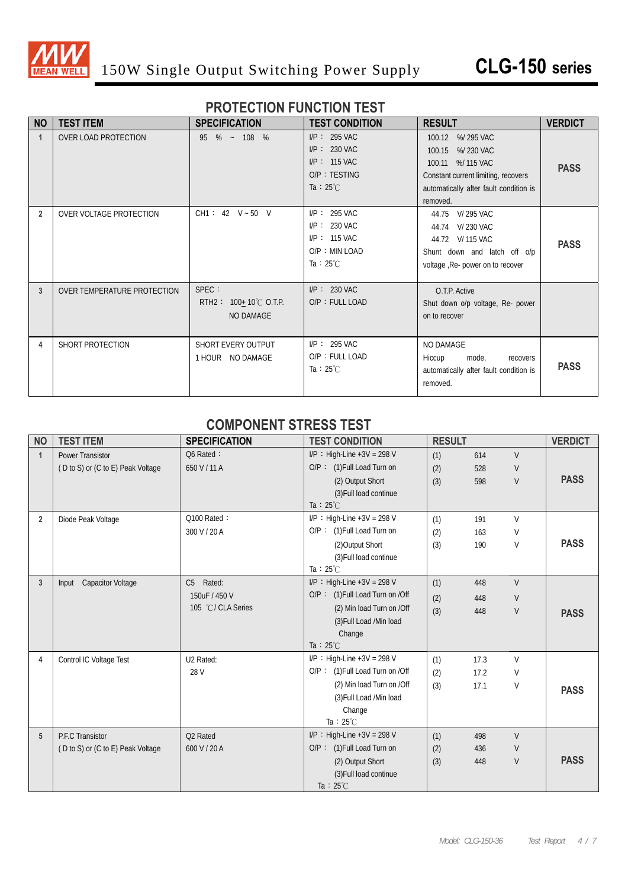# 150W Single Output Switching Power Supply

**CLG-150 series**

## PROTECTION FUNCTION TEST

| NO | TEST ITEM | SPECIFICATION | TEST CONDITION | RESULT | VERDICT |
|---|---|---|---|---|---|
| 1 | OVER LOAD PROTECTION | 95 % ~ 108 % | I/P： 295 VAC<br>I/P： 230 VAC<br>I/P： 115 VAC<br>O/P：TESTING<br>Ta：25℃ | 100.12 %/ 295 VAC<br>100.15 %/ 230 VAC<br>100.11 %/ 115 VAC<br>Constant current limiting, recovers automatically after fault condition is removed. | PASS |
| 2 | OVER VOLTAGE PROTECTION | CH1： 42 V ~ 50 V | I/P： 295 VAC<br>I/P： 230 VAC<br>I/P： 115 VAC<br>O/P：MIN LOAD<br>Ta：25℃ | 44.75 V/ 295 VAC<br>44.74 V/ 230 VAC<br>44.72 V/ 115 VAC<br>Shunt down and latch off o/p voltage ,Re- power on to recover | PASS |
| 3 | OVER TEMPERATURE PROTECTION | SPEC：<br>RTH2： 100± 10℃ O.T.P.<br>NO DAMAGE | I/P： 230 VAC<br>O/P：FULL LOAD | O.T.P. Active<br>Shut down o/p voltage, Re- power on to recover | |
| 4 | SHORT PROTECTION | SHORT EVERY OUTPUT<br>1 HOUR NO DAMAGE | I/P： 295 VAC<br>O/P：FULL LOAD<br>Ta：25℃ | NO DAMAGE<br>Hiccup mode, recovers automatically after fault condition is removed. | PASS |

## COMPONENT STRESS TEST

| NO | TEST ITEM | SPECIFICATION | TEST CONDITION | RESULT | VERDICT |
|---|---|---|---|---|---|
| 1 | Power Transistor<br>( D to S) or (C to E) Peak Voltage | Q6 Rated：<br>650 V / 11 A | I/P：High-Line +3V = 298 V<br>O/P： (1)Full Load Turn on<br>(2) Output Short<br>(3)Full load continue<br>Ta：25℃ | (1) 614 V<br>(2) 528 V<br>(3) 598 V | PASS |
| 2 | Diode Peak Voltage | Q100 Rated：<br>300 V / 20 A | I/P：High-Line +3V = 298 V<br>O/P： (1)Full Load Turn on<br>(2)Output Short<br>(3)Full load continue<br>Ta：25℃ | (1) 191 V<br>(2) 163 V<br>(3) 190 V | PASS |
| 3 | Input Capacitor Voltage | C5 Rated:<br>150uF / 450 V<br>105 ℃/ CLA Series | I/P：High-Line +3V = 298 V<br>O/P： (1)Full Load Turn on /Off<br>(2) Min load Turn on /Off<br>(3)Full Load /Min load Change<br>Ta：25℃ | (1) 448 V<br>(2) 448 V<br>(3) 448 V | PASS |
| 4 | Control IC Voltage Test | U2 Rated:<br>28 V | I/P：High-Line +3V = 298 V<br>O/P： (1)Full Load Turn on /Off<br>(2) Min load Turn on /Off<br>(3)Full Load /Min load Change<br>Ta：25℃ | (1) 17.3 V<br>(2) 17.2 V<br>(3) 17.1 V | PASS |
| 5 | P.F.C Transistor<br>( D to S) or (C to E) Peak Voltage | Q2 Rated<br>600 V / 20 A | I/P：High-Line +3V = 298 V<br>O/P： (1)Full Load Turn on<br>(2) Output Short<br>(3)Full load continue<br>Ta：25℃ | (1) 498 V<br>(2) 436 V<br>(3) 448 V | PASS |

Model: CLG-150-36 Test Report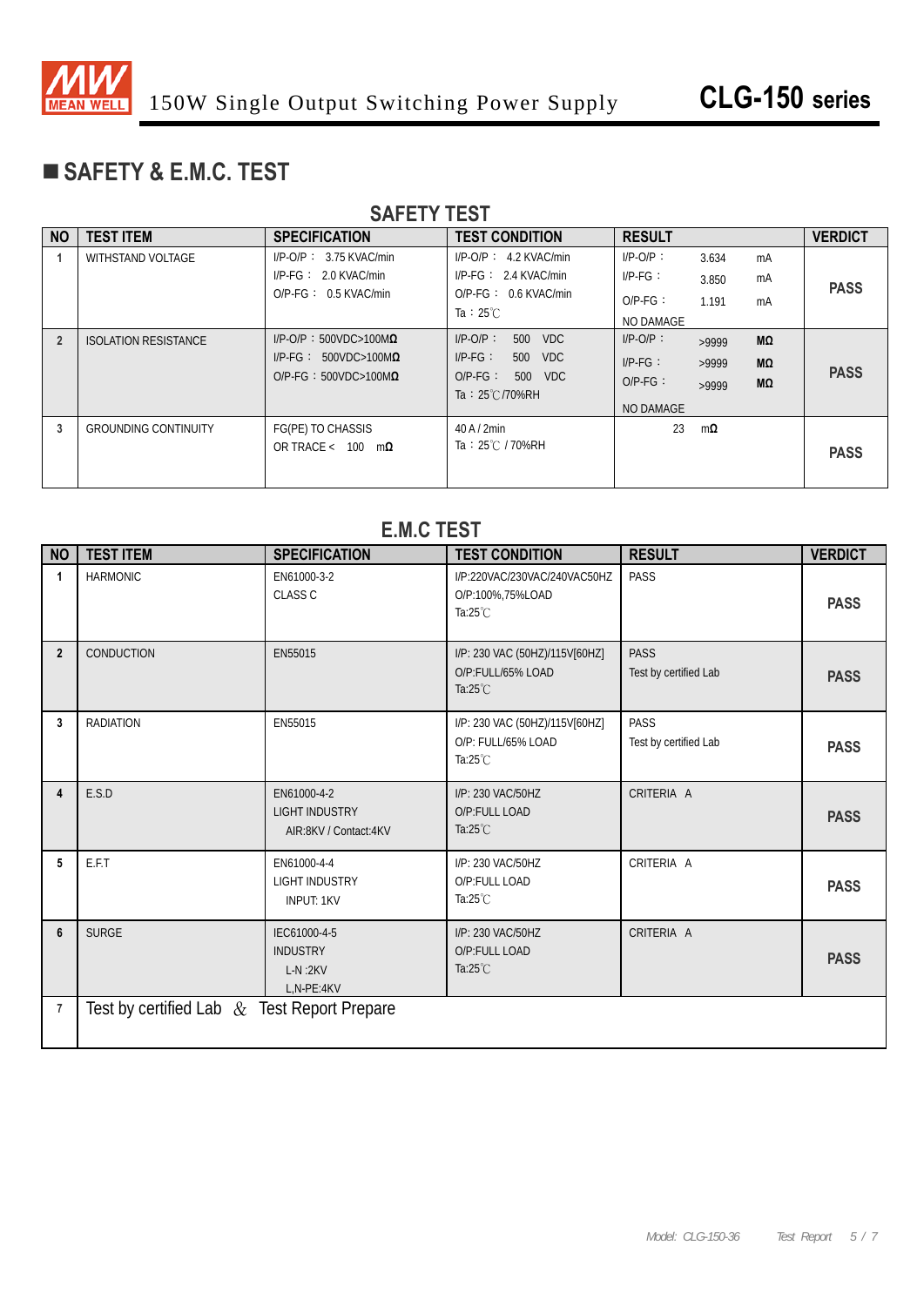## ■ SAFETY & E.M.C. TEST

### SAFETY TEST

| NO | TEST ITEM | SPECIFICATION | TEST CONDITION | RESULT | VERDICT |
|---|---|---|---|---|---|
| 1 | WITHSTAND VOLTAGE | I/P-O/P： 3.75 KVAC/min<br>I/P-FG： 2.0 KVAC/min<br>O/P-FG： 0.5 KVAC/min | I/P-O/P： 4.2 KVAC/min<br>I/P-FG： 2.4 KVAC/min<br>O/P-FG： 0.6 KVAC/min<br>Ta：25℃ | I/P-O/P： 3.634 mA<br>I/P-FG： 3.850 mA<br>O/P-FG： 1.191 mA<br>NO DAMAGE | PASS |
| 2 | ISOLATION RESISTANCE | I/P-O/P：500VDC>100MΩ<br>I/P-FG： 500VDC>100MΩ<br>O/P-FG：500VDC>100MΩ | I/P-O/P： 500 VDC<br>I/P-FG： 500 VDC<br>O/P-FG： 500 VDC<br>Ta：25℃/70%RH | I/P-O/P： >9999 MΩ<br>I/P-FG： >9999 MΩ<br>O/P-FG： >9999 MΩ<br>NO DAMAGE | PASS |
| 3 | GROUNDING CONTINUITY | FG(PE) TO CHASSIS<br>OR TRACE < 100 mΩ | 40 A / 2min<br>Ta：25℃ / 70%RH | 23 mΩ | PASS |

### E.M.C TEST

| NO | TEST ITEM | SPECIFICATION | TEST CONDITION | RESULT | VERDICT |
|---|---|---|---|---|---|
| 1 | HARMONIC | EN61000-3-2<br>CLASS C | I/P:220VAC/230VAC/240VAC50HZ<br>O/P:100%,75%LOAD<br>Ta:25℃ | PASS | PASS |
| 2 | CONDUCTION | EN55015 | I/P: 230 VAC (50HZ)/115V[60HZ]<br>O/P:FULL/65% LOAD<br>Ta:25℃ | PASS<br>Test by certified Lab | PASS |
| 3 | RADIATION | EN55015 | I/P: 230 VAC (50HZ)/115V[60HZ]<br>O/P: FULL/65% LOAD<br>Ta:25℃ | PASS<br>Test by certified Lab | PASS |
| 4 | E.S.D | EN61000-4-2<br>LIGHT INDUSTRY<br>AIR:8KV / Contact:4KV | I/P: 230 VAC/50HZ<br>O/P:FULL LOAD<br>Ta:25℃ | CRITERIA A | PASS |
| 5 | E.F.T | EN61000-4-4<br>LIGHT INDUSTRY<br>INPUT: 1KV | I/P: 230 VAC/50HZ<br>O/P:FULL LOAD<br>Ta:25℃ | CRITERIA A | PASS |
| 6 | SURGE | IEC61000-4-5<br>INDUSTRY<br>L-N :2KV<br>L,N-PE:4KV | I/P: 230 VAC/50HZ<br>O/P:FULL LOAD<br>Ta:25℃ | CRITERIA A | PASS |
| 7 | Test by certified Lab ＆ Test Report Prepare | | | | |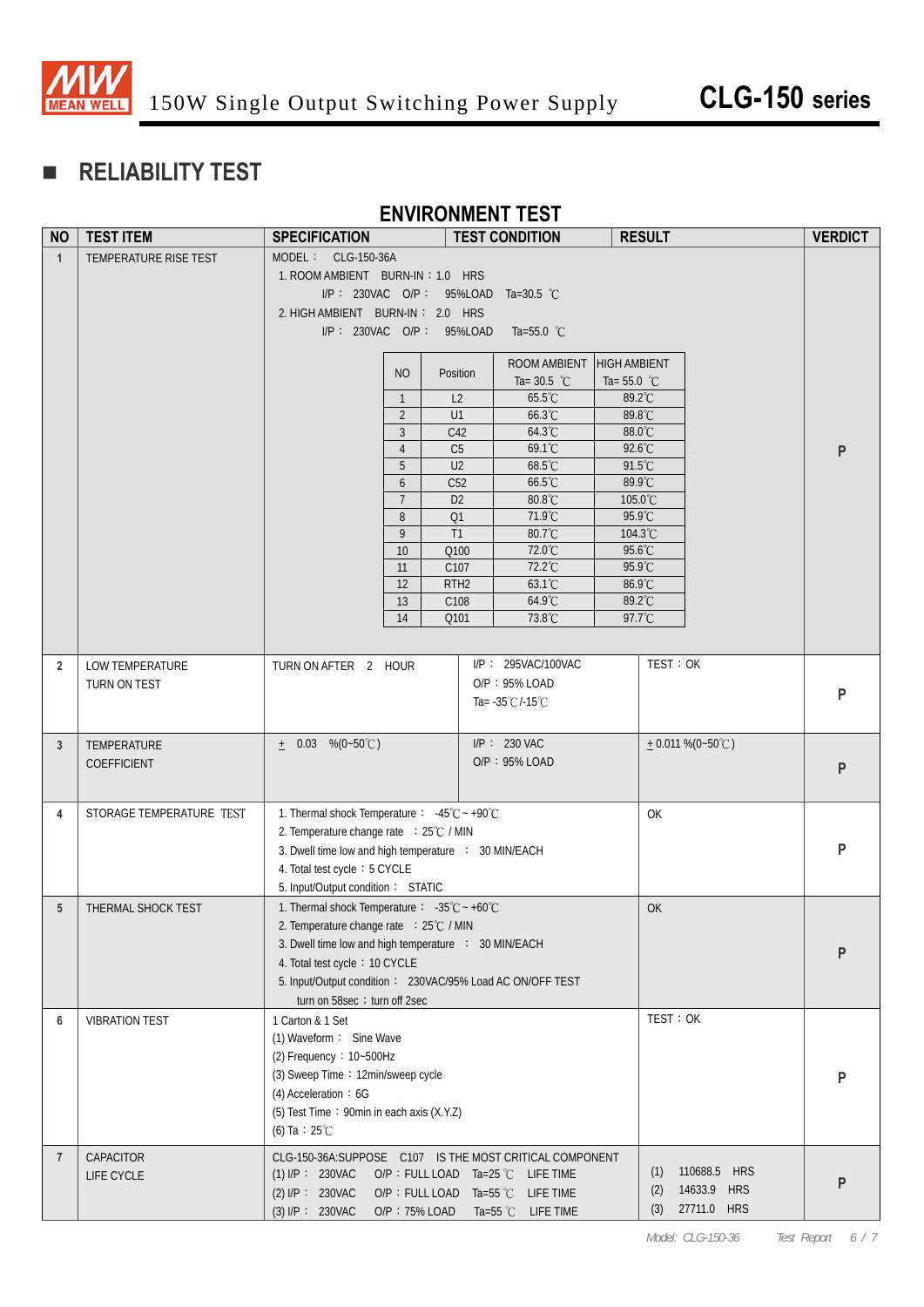## RELIABILITY TEST

### ENVIRONMENT TEST

| NO | TEST ITEM | SPECIFICATION | TEST CONDITION | RESULT | VERDICT |
|---|---|---|---|---|---|
| 1 | TEMPERATURE RISE TEST | MODEL： CLG-150-36A<br>1. ROOM AMBIENT BURN-IN：1.0 HRS<br>I/P： 230VAC O/P： 95%LOAD Ta=30.5 ℃<br>2. HIGH AMBIENT BURN-IN： 2.0 HRS<br>I/P： 230VAC O/P： 95%LOAD Ta=55.0 ℃ | | | P |
| 2 | LOW TEMPERATURE TURN ON TEST | TURN ON AFTER 2 HOUR | I/P： 295VAC/100VAC<br>O/P：95% LOAD<br>Ta= -35℃/-15℃ | TEST：OK | P |
| 3 | TEMPERATURE COEFFICIENT | ± 0.03 %(0~50℃) | I/P： 230 VAC<br>O/P：95% LOAD | ± 0.011 %(0~50℃) | P |
| 4 | STORAGE TEMPERATURE TEST | 1. Thermal shock Temperature： -45℃ ~ +90℃<br>2. Temperature change rate ：25℃ / MIN<br>3. Dwell time low and high temperature ： 30 MIN/EACH<br>4. Total test cycle：5 CYCLE<br>5. Input/Output condition： STATIC | | OK | P |
| 5 | THERMAL SHOCK TEST | 1. Thermal shock Temperature： -35℃ ~ +60℃<br>2. Temperature change rate ：25℃ / MIN<br>3. Dwell time low and high temperature ： 30 MIN/EACH<br>4. Total test cycle：10 CYCLE<br>5. Input/Output condition： 230VAC/95% Load AC ON/OFF TEST<br>turn on 58sec：turn off 2sec | | OK | P |
| 6 | VIBRATION TEST | 1 Carton & 1 Set<br>(1) Waveform： Sine Wave<br>(2) Frequency：10~500Hz<br>(3) Sweep Time：12min/sweep cycle<br>(4) Acceleration：6G<br>(5) Test Time：90min in each axis (X.Y.Z)<br>(6) Ta：25℃ | | TEST：OK | P |
| 7 | CAPACITOR LIFE CYCLE | CLG-150-36A:SUPPOSE C107 IS THE MOST CRITICAL COMPONENT<br>(1) I/P： 230VAC O/P：FULL LOAD Ta=25 ℃ LIFE TIME<br>(2) I/P： 230VAC O/P：FULL LOAD Ta=55 ℃ LIFE TIME<br>(3) I/P： 230VAC O/P：75% LOAD Ta=55 ℃ LIFE TIME | | (1) 110688.5 HRS<br>(2) 14633.9 HRS<br>(3) 27711.0 HRS | P |

Temperature rise test results (item 1):

| NO | Position | ROOM AMBIENT Ta= 30.5 ℃ | HIGH AMBIENT Ta= 55.0 ℃ |
|---|---|---|---|
| 1 | L2 | 65.5℃ | 89.2℃ |
| 2 | U1 | 66.3℃ | 89.8℃ |
| 3 | C42 | 64.3℃ | 88.0℃ |
| 4 | C5 | 69.1℃ | 92.6℃ |
| 5 | U2 | 68.5℃ | 91.5℃ |
| 6 | C52 | 66.5℃ | 89.9℃ |
| 7 | D2 | 80.8℃ | 105.0℃ |
| 8 | Q1 | 71.9℃ | 95.9℃ |
| 9 | T1 | 80.7℃ | 104.3℃ |
| 10 | Q100 | 72.0℃ | 95.6℃ |
| 11 | C107 | 72.2℃ | 95.9℃ |
| 12 | RTH2 | 63.1℃ | 86.9℃ |
| 13 | C108 | 64.9℃ | 89.2℃ |
| 14 | Q101 | 73.8℃ | 97.7℃ |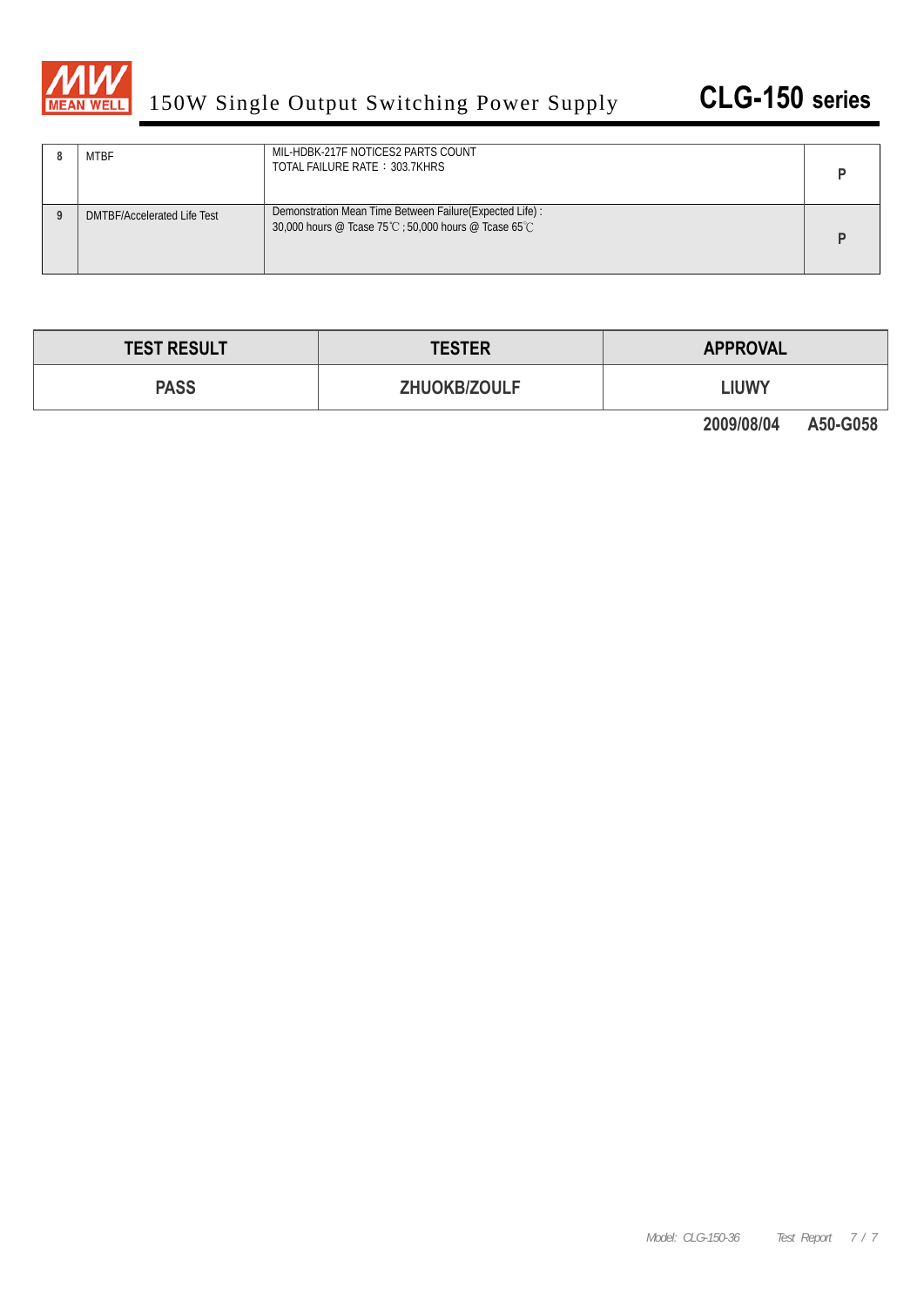| | | | |
|---|---|---|---|
| 8 | MTBF | MIL-HDBK-217F NOTICES2 PARTS COUNT<br>TOTAL FAILURE RATE：303.7KHRS | P |
| 9 | DMTBF/Accelerated Life Test | Demonstration Mean Time Between Failure(Expected Life) :<br>30,000 hours @ Tcase 75℃ ; 50,000 hours @ Tcase 65℃ | P |

| TEST RESULT | TESTER | APPROVAL |
|---|---|---|
| PASS | ZHUOKB/ZOULF | LIUWY |

**2009/08/04 A50-G058**